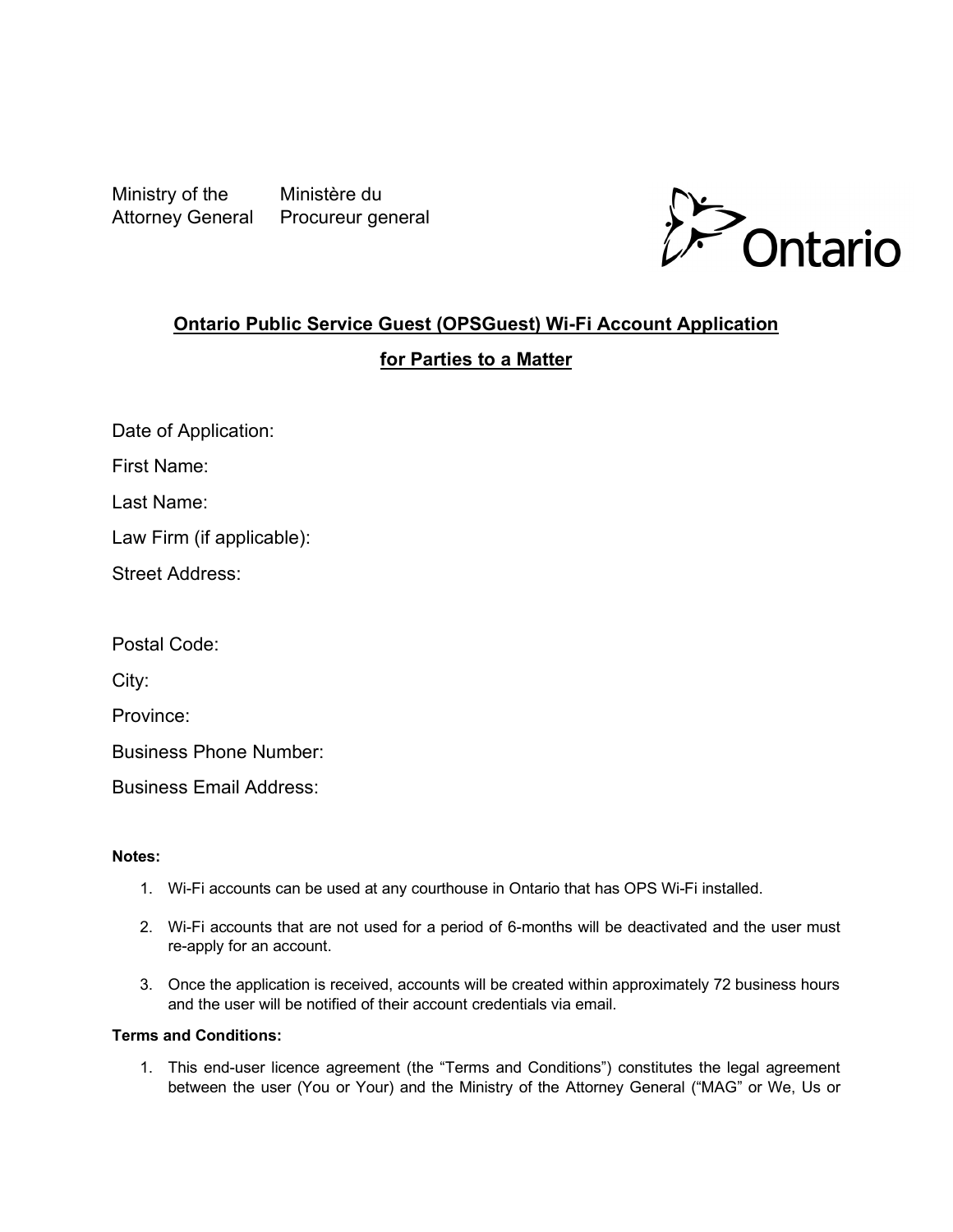Ministry of the Attorney General    Ministère du Procureur general

Ontario

## Ontario Public Service Guest (OPSGuest) Wi-Fi Account Application for Parties to a Matter

Date of Application:

First Name:

Last Name:

Law Firm (if applicable):

Street Address:

Postal Code:

City:

Province:

Business Phone Number:

Business Email Address:

**Notes:**

1. Wi-Fi accounts can be used at any courthouse in Ontario that has OPS Wi-Fi installed.
2. Wi-Fi accounts that are not used for a period of 6-months will be deactivated and the user must re-apply for an account.
3. Once the application is received, accounts will be created within approximately 72 business hours and the user will be notified of their account credentials via email.

**Terms and Conditions:**

1. This end-user licence agreement (the "Terms and Conditions") constitutes the legal agreement between the user (You or Your) and the Ministry of the Attorney General ("MAG" or We, Us or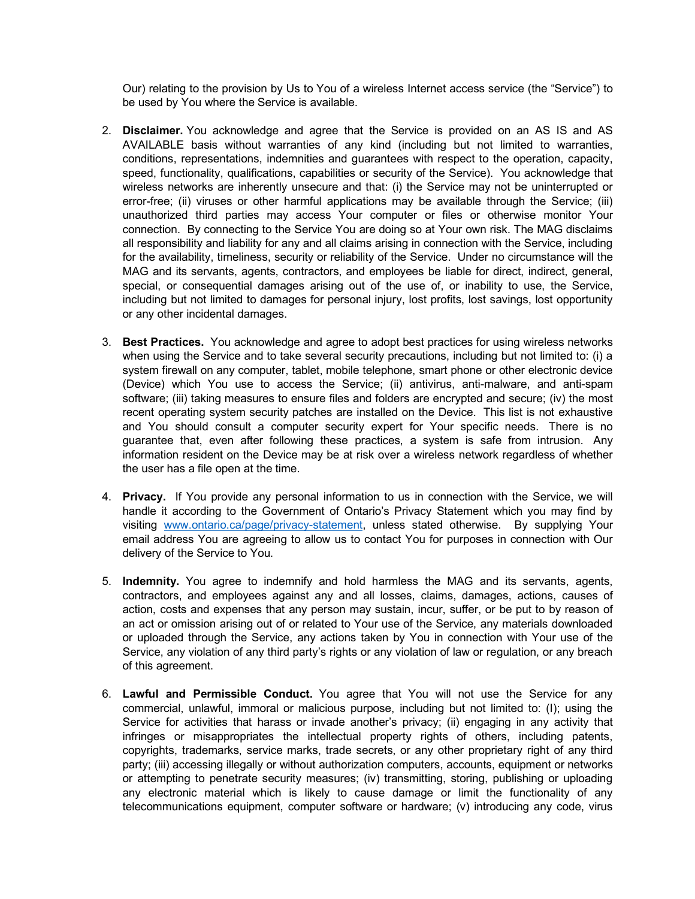Our) relating to the provision by Us to You of a wireless Internet access service (the "Service") to be used by You where the Service is available.

2. **Disclaimer.** You acknowledge and agree that the Service is provided on an AS IS and AS AVAILABLE basis without warranties of any kind (including but not limited to warranties, conditions, representations, indemnities and guarantees with respect to the operation, capacity, speed, functionality, qualifications, capabilities or security of the Service). You acknowledge that wireless networks are inherently unsecure and that: (i) the Service may not be uninterrupted or error-free; (ii) viruses or other harmful applications may be available through the Service; (iii) unauthorized third parties may access Your computer or files or otherwise monitor Your connection. By connecting to the Service You are doing so at Your own risk. The MAG disclaims all responsibility and liability for any and all claims arising in connection with the Service, including for the availability, timeliness, security or reliability of the Service. Under no circumstance will the MAG and its servants, agents, contractors, and employees be liable for direct, indirect, general, special, or consequential damages arising out of the use of, or inability to use, the Service, including but not limited to damages for personal injury, lost profits, lost savings, lost opportunity or any other incidental damages.

3. **Best Practices.** You acknowledge and agree to adopt best practices for using wireless networks when using the Service and to take several security precautions, including but not limited to: (i) a system firewall on any computer, tablet, mobile telephone, smart phone or other electronic device (Device) which You use to access the Service; (ii) antivirus, anti-malware, and anti-spam software; (iii) taking measures to ensure files and folders are encrypted and secure; (iv) the most recent operating system security patches are installed on the Device. This list is not exhaustive and You should consult a computer security expert for Your specific needs. There is no guarantee that, even after following these practices, a system is safe from intrusion. Any information resident on the Device may be at risk over a wireless network regardless of whether the user has a file open at the time.

4. **Privacy.** If You provide any personal information to us in connection with the Service, we will handle it according to the Government of Ontario's Privacy Statement which you may find by visiting [www.ontario.ca/page/privacy-statement](http://www.ontario.ca/page/privacy-statement), unless stated otherwise. By supplying Your email address You are agreeing to allow us to contact You for purposes in connection with Our delivery of the Service to You.

5. **Indemnity.** You agree to indemnify and hold harmless the MAG and its servants, agents, contractors, and employees against any and all losses, claims, damages, actions, causes of action, costs and expenses that any person may sustain, incur, suffer, or be put to by reason of an act or omission arising out of or related to Your use of the Service, any materials downloaded or uploaded through the Service, any actions taken by You in connection with Your use of the Service, any violation of any third party's rights or any violation of law or regulation, or any breach of this agreement.

6. **Lawful and Permissible Conduct.** You agree that You will not use the Service for any commercial, unlawful, immoral or malicious purpose, including but not limited to: (I); using the Service for activities that harass or invade another's privacy; (ii) engaging in any activity that infringes or misappropriates the intellectual property rights of others, including patents, copyrights, trademarks, service marks, trade secrets, or any other proprietary right of any third party; (iii) accessing illegally or without authorization computers, accounts, equipment or networks or attempting to penetrate security measures; (iv) transmitting, storing, publishing or uploading any electronic material which is likely to cause damage or limit the functionality of any telecommunications equipment, computer software or hardware; (v) introducing any code, virus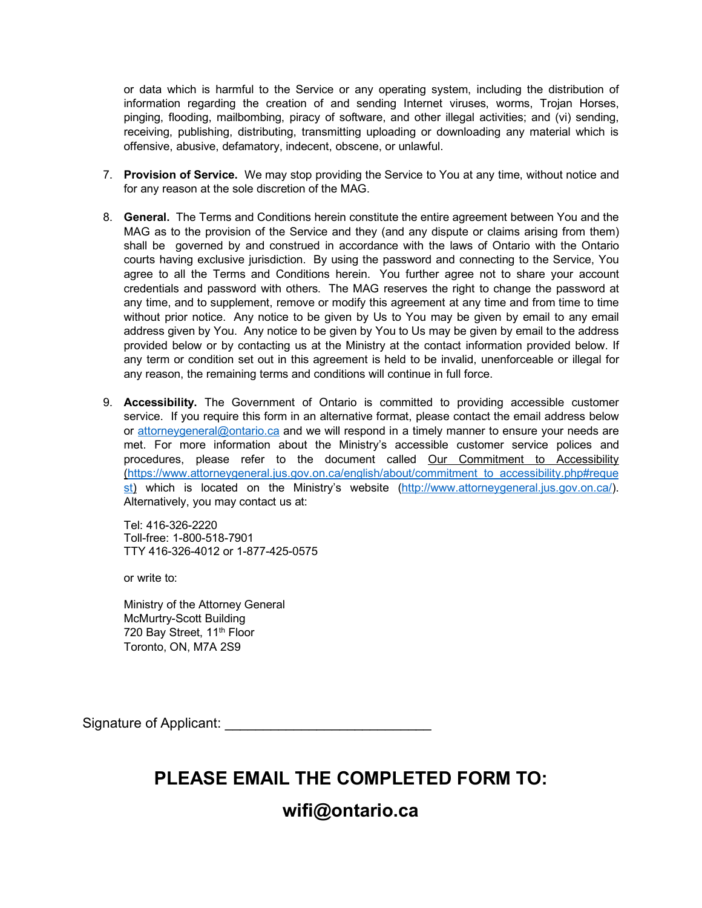or data which is harmful to the Service or any operating system, including the distribution of information regarding the creation of and sending Internet viruses, worms, Trojan Horses, pinging, flooding, mailbombing, piracy of software, and other illegal activities; and (vi) sending, receiving, publishing, distributing, transmitting uploading or downloading any material which is offensive, abusive, defamatory, indecent, obscene, or unlawful.

7. **Provision of Service.** We may stop providing the Service to You at any time, without notice and for any reason at the sole discretion of the MAG.

8. **General.** The Terms and Conditions herein constitute the entire agreement between You and the MAG as to the provision of the Service and they (and any dispute or claims arising from them) shall be governed by and construed in accordance with the laws of Ontario with the Ontario courts having exclusive jurisdiction. By using the password and connecting to the Service, You agree to all the Terms and Conditions herein. You further agree not to share your account credentials and password with others. The MAG reserves the right to change the password at any time, and to supplement, remove or modify this agreement at any time and from time to time without prior notice. Any notice to be given by Us to You may be given by email to any email address given by You. Any notice to be given by You to Us may be given by email to the address provided below or by contacting us at the Ministry at the contact information provided below. If any term or condition set out in this agreement is held to be invalid, unenforceable or illegal for any reason, the remaining terms and conditions will continue in full force.

9. **Accessibility.** The Government of Ontario is committed to providing accessible customer service. If you require this form in an alternative format, please contact the email address below or attorneygeneral@ontario.ca and we will respond in a timely manner to ensure your needs are met. For more information about the Ministry's accessible customer service polices and procedures, please refer to the document called Our Commitment to Accessibility (https://www.attorneygeneral.jus.gov.on.ca/english/about/commitment_to_accessibility.php#request) which is located on the Ministry's website (http://www.attorneygeneral.jus.gov.on.ca/). Alternatively, you may contact us at:

   Tel: 416-326-2220
   Toll-free: 1-800-518-7901
   TTY 416-326-4012 or 1-877-425-0575

   or write to:

   Ministry of the Attorney General
   McMurtry-Scott Building
   720 Bay Street, 11th Floor
   Toronto, ON, M7A 2S9

Signature of Applicant: ___________________________

## PLEASE EMAIL THE COMPLETED FORM TO:

## wifi@ontario.ca